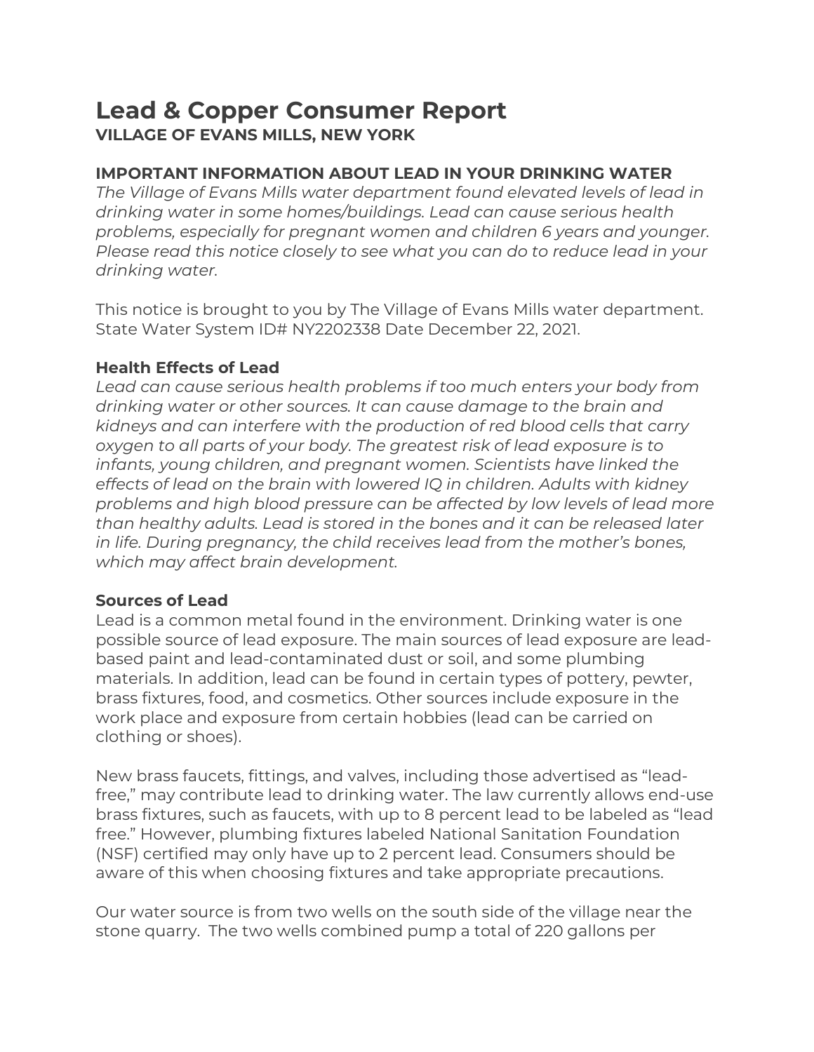# Lead & Copper Consumer Report

**VILLAGE OF EVANS MILLS, NEW YORK**

## IMPORTANT INFORMATION ABOUT LEAD IN YOUR DRINKING WATER

*The Village of Evans Mills water department found elevated levels of lead in drinking water in some homes/buildings. Lead can cause serious health problems, especially for pregnant women and children 6 years and younger. Please read this notice closely to see what you can do to reduce lead in your drinking water.*

This notice is brought to you by The Village of Evans Mills water department. State Water System ID# NY2202338 Date December 22, 2021.

### Health Effects of Lead

*Lead can cause serious health problems if too much enters your body from drinking water or other sources. It can cause damage to the brain and kidneys and can interfere with the production of red blood cells that carry oxygen to all parts of your body. The greatest risk of lead exposure is to infants, young children, and pregnant women. Scientists have linked the effects of lead on the brain with lowered IQ in children. Adults with kidney problems and high blood pressure can be affected by low levels of lead more than healthy adults. Lead is stored in the bones and it can be released later in life. During pregnancy, the child receives lead from the mother's bones, which may affect brain development.*

### Sources of Lead

Lead is a common metal found in the environment. Drinking water is one possible source of lead exposure. The main sources of lead exposure are lead-based paint and lead-contaminated dust or soil, and some plumbing materials. In addition, lead can be found in certain types of pottery, pewter, brass fixtures, food, and cosmetics. Other sources include exposure in the work place and exposure from certain hobbies (lead can be carried on clothing or shoes).

New brass faucets, fittings, and valves, including those advertised as "lead-free," may contribute lead to drinking water. The law currently allows end-use brass fixtures, such as faucets, with up to 8 percent lead to be labeled as "lead free." However, plumbing fixtures labeled National Sanitation Foundation (NSF) certified may only have up to 2 percent lead. Consumers should be aware of this when choosing fixtures and take appropriate precautions.

Our water source is from two wells on the south side of the village near the stone quarry. The two wells combined pump a total of 220 gallons per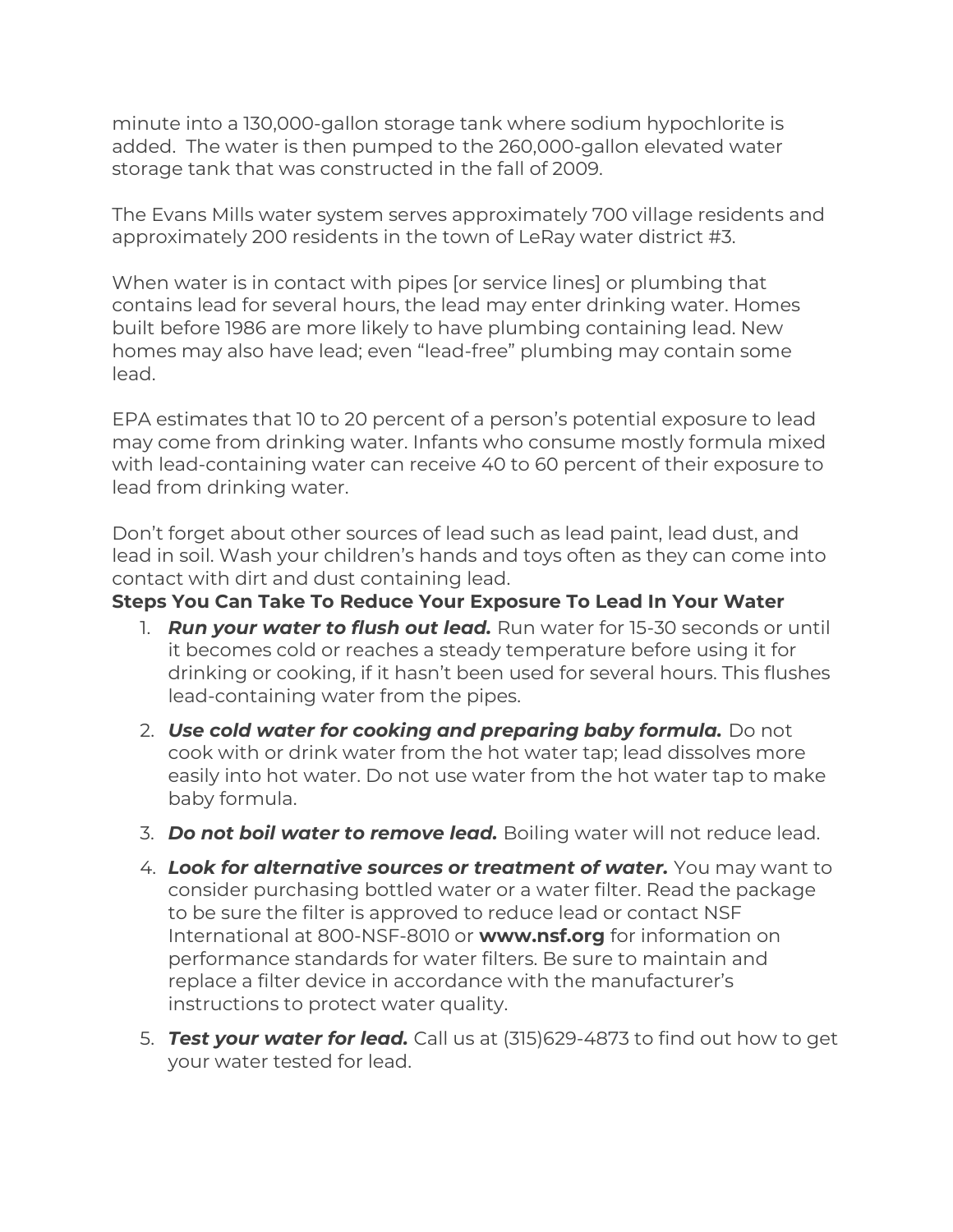minute into a 130,000-gallon storage tank where sodium hypochlorite is added. The water is then pumped to the 260,000-gallon elevated water storage tank that was constructed in the fall of 2009.

The Evans Mills water system serves approximately 700 village residents and approximately 200 residents in the town of LeRay water district #3.

When water is in contact with pipes [or service lines] or plumbing that contains lead for several hours, the lead may enter drinking water. Homes built before 1986 are more likely to have plumbing containing lead. New homes may also have lead; even "lead-free" plumbing may contain some lead.

EPA estimates that 10 to 20 percent of a person's potential exposure to lead may come from drinking water. Infants who consume mostly formula mixed with lead-containing water can receive 40 to 60 percent of their exposure to lead from drinking water.

Don't forget about other sources of lead such as lead paint, lead dust, and lead in soil. Wash your children's hands and toys often as they can come into contact with dirt and dust containing lead.

**Steps You Can Take To Reduce Your Exposure To Lead In Your Water**

1. ***Run your water to flush out lead.*** Run water for 15-30 seconds or until it becomes cold or reaches a steady temperature before using it for drinking or cooking, if it hasn't been used for several hours. This flushes lead-containing water from the pipes.
2. ***Use cold water for cooking and preparing baby formula.*** Do not cook with or drink water from the hot water tap; lead dissolves more easily into hot water. Do not use water from the hot water tap to make baby formula.
3. ***Do not boil water to remove lead.*** Boiling water will not reduce lead.
4. ***Look for alternative sources or treatment of water.*** You may want to consider purchasing bottled water or a water filter. Read the package to be sure the filter is approved to reduce lead or contact NSF International at 800-NSF-8010 or **www.nsf.org** for information on performance standards for water filters. Be sure to maintain and replace a filter device in accordance with the manufacturer's instructions to protect water quality.
5. ***Test your water for lead.*** Call us at (315)629-4873 to find out how to get your water tested for lead.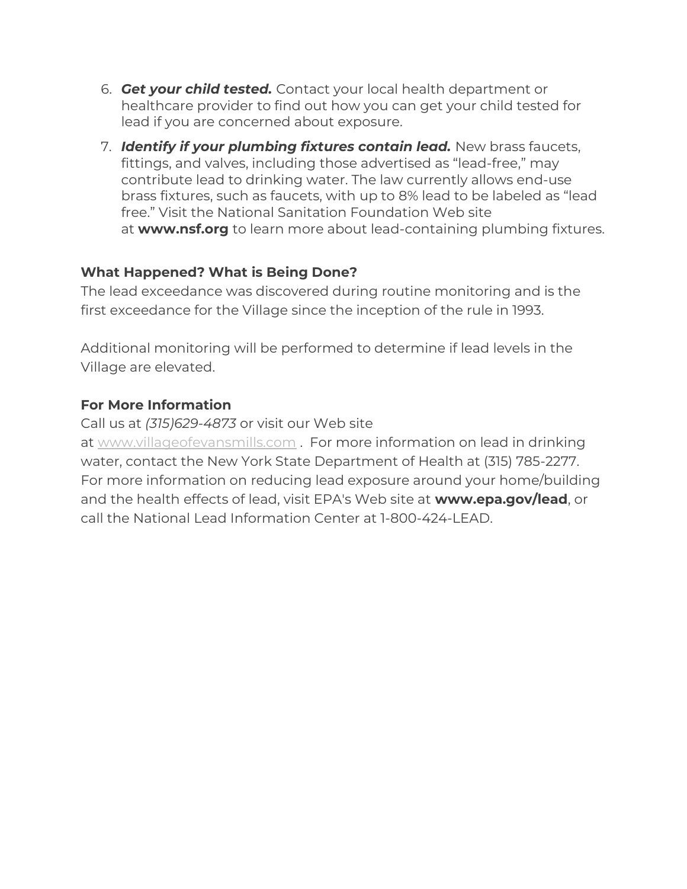6. ***Get your child tested.*** Contact your local health department or healthcare provider to find out how you can get your child tested for lead if you are concerned about exposure.

7. ***Identify if your plumbing fixtures contain lead.*** New brass faucets, fittings, and valves, including those advertised as "lead-free," may contribute lead to drinking water. The law currently allows end-use brass fixtures, such as faucets, with up to 8% lead to be labeled as "lead free." Visit the National Sanitation Foundation Web site at **www.nsf.org** to learn more about lead-containing plumbing fixtures.

**What Happened? What is Being Done?**

The lead exceedance was discovered during routine monitoring and is the first exceedance for the Village since the inception of the rule in 1993.

Additional monitoring will be performed to determine if lead levels in the Village are elevated.

**For More Information**

Call us at *(315)629-4873* or visit our Web site at www.villageofevansmills.com . For more information on lead in drinking water, contact the New York State Department of Health at (315) 785-2277. For more information on reducing lead exposure around your home/building and the health effects of lead, visit EPA's Web site at **www.epa.gov/lead**, or call the National Lead Information Center at 1-800-424-LEAD.